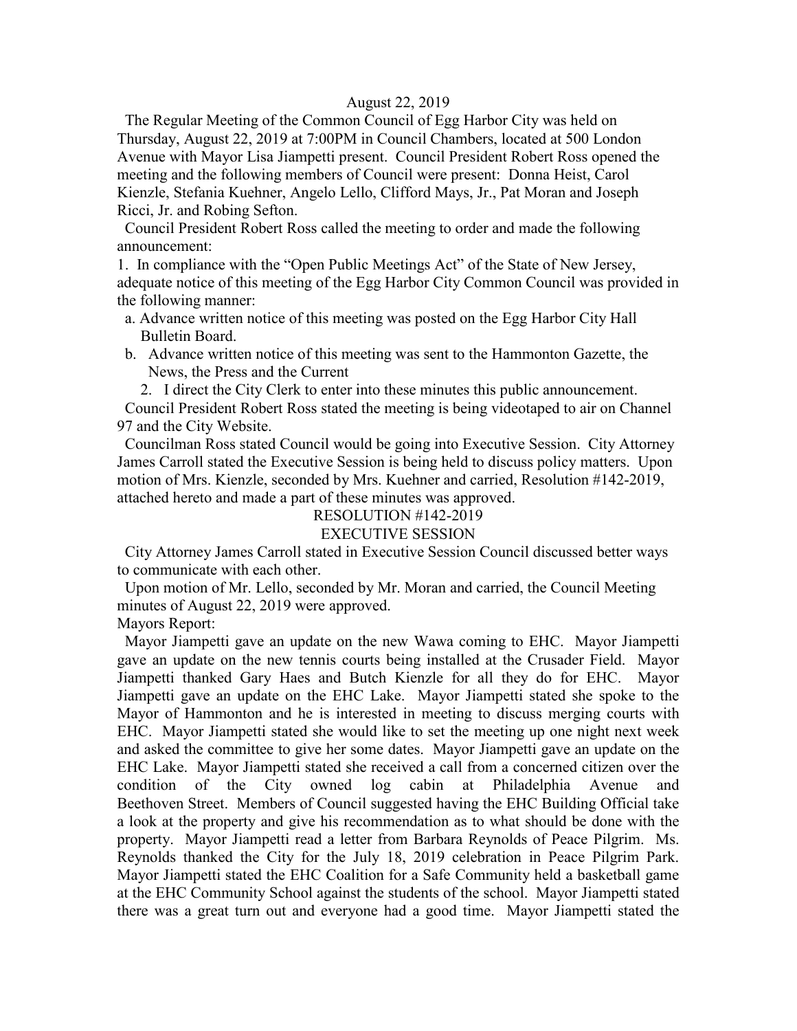August 22, 2019

The Regular Meeting of the Common Council of Egg Harbor City was held on Thursday, August 22, 2019 at 7:00PM in Council Chambers, located at 500 London Avenue with Mayor Lisa Jiampetti present. Council President Robert Ross opened the meeting and the following members of Council were present: Donna Heist, Carol Kienzle, Stefania Kuehner, Angelo Lello, Clifford Mays, Jr., Pat Moran and Joseph Ricci, Jr. and Robing Sefton.

Council President Robert Ross called the meeting to order and made the following announcement:

1. In compliance with the "Open Public Meetings Act" of the State of New Jersey, adequate notice of this meeting of the Egg Harbor City Common Council was provided in the following manner:
   a. Advance written notice of this meeting was posted on the Egg Harbor City Hall Bulletin Board.
   b. Advance written notice of this meeting was sent to the Hammonton Gazette, the News, the Press and the Current
2. I direct the City Clerk to enter into these minutes this public announcement.

Council President Robert Ross stated the meeting is being videotaped to air on Channel 97 and the City Website.

Councilman Ross stated Council would be going into Executive Session. City Attorney James Carroll stated the Executive Session is being held to discuss policy matters. Upon motion of Mrs. Kienzle, seconded by Mrs. Kuehner and carried, Resolution #142-2019, attached hereto and made a part of these minutes was approved.

RESOLUTION #142-2019

EXECUTIVE SESSION

City Attorney James Carroll stated in Executive Session Council discussed better ways to communicate with each other.

Upon motion of Mr. Lello, seconded by Mr. Moran and carried, the Council Meeting minutes of August 22, 2019 were approved.

Mayors Report:

Mayor Jiampetti gave an update on the new Wawa coming to EHC. Mayor Jiampetti gave an update on the new tennis courts being installed at the Crusader Field. Mayor Jiampetti thanked Gary Haes and Butch Kienzle for all they do for EHC. Mayor Jiampetti gave an update on the EHC Lake. Mayor Jiampetti stated she spoke to the Mayor of Hammonton and he is interested in meeting to discuss merging courts with EHC. Mayor Jiampetti stated she would like to set the meeting up one night next week and asked the committee to give her some dates. Mayor Jiampetti gave an update on the EHC Lake. Mayor Jiampetti stated she received a call from a concerned citizen over the condition of the City owned log cabin at Philadelphia Avenue and Beethoven Street. Members of Council suggested having the EHC Building Official take a look at the property and give his recommendation as to what should be done with the property. Mayor Jiampetti read a letter from Barbara Reynolds of Peace Pilgrim. Ms. Reynolds thanked the City for the July 18, 2019 celebration in Peace Pilgrim Park. Mayor Jiampetti stated the EHC Coalition for a Safe Community held a basketball game at the EHC Community School against the students of the school. Mayor Jiampetti stated there was a great turn out and everyone had a good time. Mayor Jiampetti stated the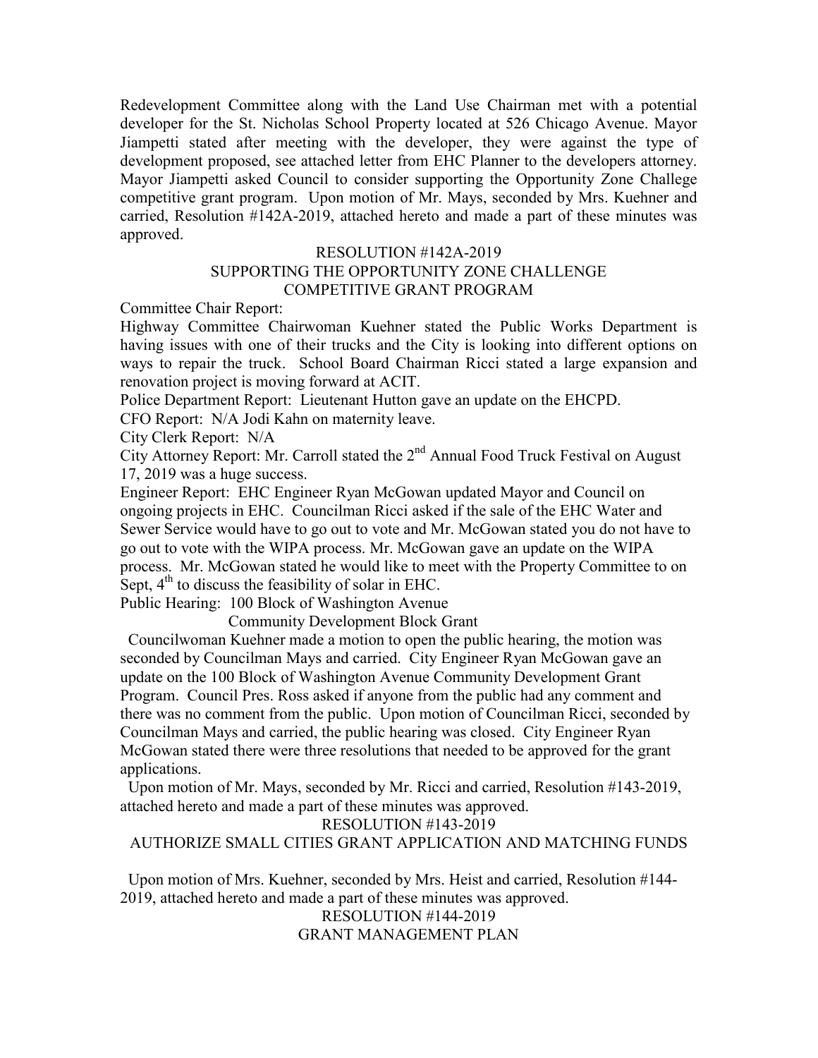Redevelopment Committee along with the Land Use Chairman met with a potential developer for the St. Nicholas School Property located at 526 Chicago Avenue. Mayor Jiampetti stated after meeting with the developer, they were against the type of development proposed, see attached letter from EHC Planner to the developers attorney. Mayor Jiampetti asked Council to consider supporting the Opportunity Zone Challege competitive grant program. Upon motion of Mr. Mays, seconded by Mrs. Kuehner and carried, Resolution #142A-2019, attached hereto and made a part of these minutes was approved.

RESOLUTION #142A-2019
SUPPORTING THE OPPORTUNITY ZONE CHALLENGE
COMPETITIVE GRANT PROGRAM

Committee Chair Report:

Highway Committee Chairwoman Kuehner stated the Public Works Department is having issues with one of their trucks and the City is looking into different options on ways to repair the truck. School Board Chairman Ricci stated a large expansion and renovation project is moving forward at ACIT.

Police Department Report: Lieutenant Hutton gave an update on the EHCPD.

CFO Report: N/A Jodi Kahn on maternity leave.

City Clerk Report: N/A

City Attorney Report: Mr. Carroll stated the 2nd Annual Food Truck Festival on August 17, 2019 was a huge success.

Engineer Report: EHC Engineer Ryan McGowan updated Mayor and Council on ongoing projects in EHC. Councilman Ricci asked if the sale of the EHC Water and Sewer Service would have to go out to vote and Mr. McGowan stated you do not have to go out to vote with the WIPA process. Mr. McGowan gave an update on the WIPA process. Mr. McGowan stated he would like to meet with the Property Committee to on Sept, 4th to discuss the feasibility of solar in EHC.

Public Hearing: 100 Block of Washington Avenue
Community Development Block Grant

Councilwoman Kuehner made a motion to open the public hearing, the motion was seconded by Councilman Mays and carried. City Engineer Ryan McGowan gave an update on the 100 Block of Washington Avenue Community Development Grant Program. Council Pres. Ross asked if anyone from the public had any comment and there was no comment from the public. Upon motion of Councilman Ricci, seconded by Councilman Mays and carried, the public hearing was closed. City Engineer Ryan McGowan stated there were three resolutions that needed to be approved for the grant applications.

Upon motion of Mr. Mays, seconded by Mr. Ricci and carried, Resolution #143-2019, attached hereto and made a part of these minutes was approved.

RESOLUTION #143-2019
AUTHORIZE SMALL CITIES GRANT APPLICATION AND MATCHING FUNDS

Upon motion of Mrs. Kuehner, seconded by Mrs. Heist and carried, Resolution #144-2019, attached hereto and made a part of these minutes was approved.

RESOLUTION #144-2019
GRANT MANAGEMENT PLAN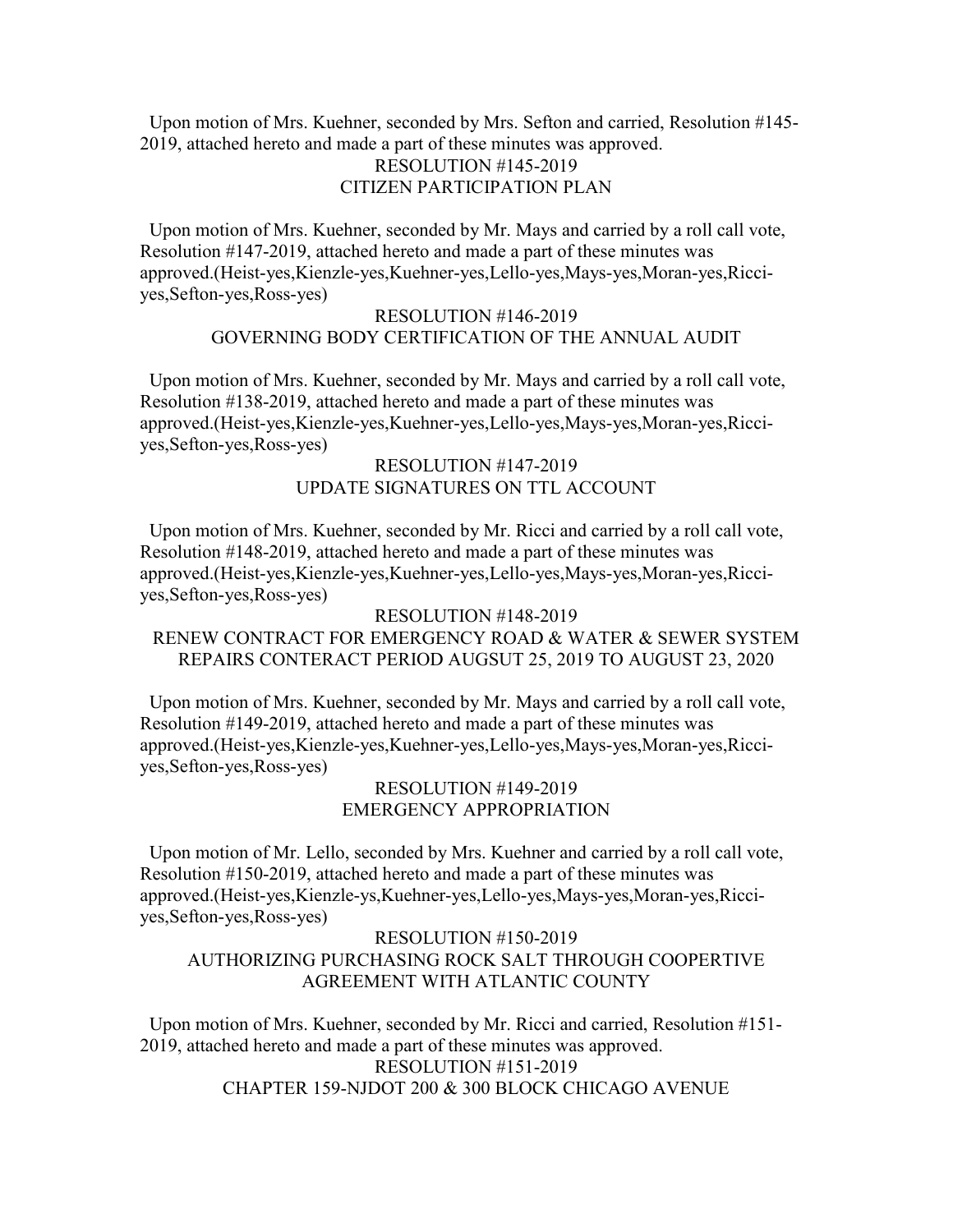Upon motion of Mrs. Kuehner, seconded by Mrs. Sefton and carried, Resolution #145-2019, attached hereto and made a part of these minutes was approved.

RESOLUTION #145-2019
CITIZEN PARTICIPATION PLAN

Upon motion of Mrs. Kuehner, seconded by Mr. Mays and carried by a roll call vote, Resolution #147-2019, attached hereto and made a part of these minutes was approved.(Heist-yes,Kienzle-yes,Kuehner-yes,Lello-yes,Mays-yes,Moran-yes,Ricci-yes,Sefton-yes,Ross-yes)

RESOLUTION #146-2019
GOVERNING BODY CERTIFICATION OF THE ANNUAL AUDIT

Upon motion of Mrs. Kuehner, seconded by Mr. Mays and carried by a roll call vote, Resolution #138-2019, attached hereto and made a part of these minutes was approved.(Heist-yes,Kienzle-yes,Kuehner-yes,Lello-yes,Mays-yes,Moran-yes,Ricci-yes,Sefton-yes,Ross-yes)

RESOLUTION #147-2019
UPDATE SIGNATURES ON TTL ACCOUNT

Upon motion of Mrs. Kuehner, seconded by Mr. Ricci and carried by a roll call vote, Resolution #148-2019, attached hereto and made a part of these minutes was approved.(Heist-yes,Kienzle-yes,Kuehner-yes,Lello-yes,Mays-yes,Moran-yes,Ricci-yes,Sefton-yes,Ross-yes)

RESOLUTION #148-2019
RENEW CONTRACT FOR EMERGENCY ROAD & WATER & SEWER SYSTEM REPAIRS CONTERACT PERIOD AUGSUT 25, 2019 TO AUGUST 23, 2020

Upon motion of Mrs. Kuehner, seconded by Mr. Mays and carried by a roll call vote, Resolution #149-2019, attached hereto and made a part of these minutes was approved.(Heist-yes,Kienzle-yes,Kuehner-yes,Lello-yes,Mays-yes,Moran-yes,Ricci-yes,Sefton-yes,Ross-yes)

RESOLUTION #149-2019
EMERGENCY APPROPRIATION

Upon motion of Mr. Lello, seconded by Mrs. Kuehner and carried by a roll call vote, Resolution #150-2019, attached hereto and made a part of these minutes was approved.(Heist-yes,Kienzle-ys,Kuehner-yes,Lello-yes,Mays-yes,Moran-yes,Ricci-yes,Sefton-yes,Ross-yes)

RESOLUTION #150-2019
AUTHORIZING PURCHASING ROCK SALT THROUGH COOPERTIVE AGREEMENT WITH ATLANTIC COUNTY

Upon motion of Mrs. Kuehner, seconded by Mr. Ricci and carried, Resolution #151-2019, attached hereto and made a part of these minutes was approved.

RESOLUTION #151-2019
CHAPTER 159-NJDOT 200 & 300 BLOCK CHICAGO AVENUE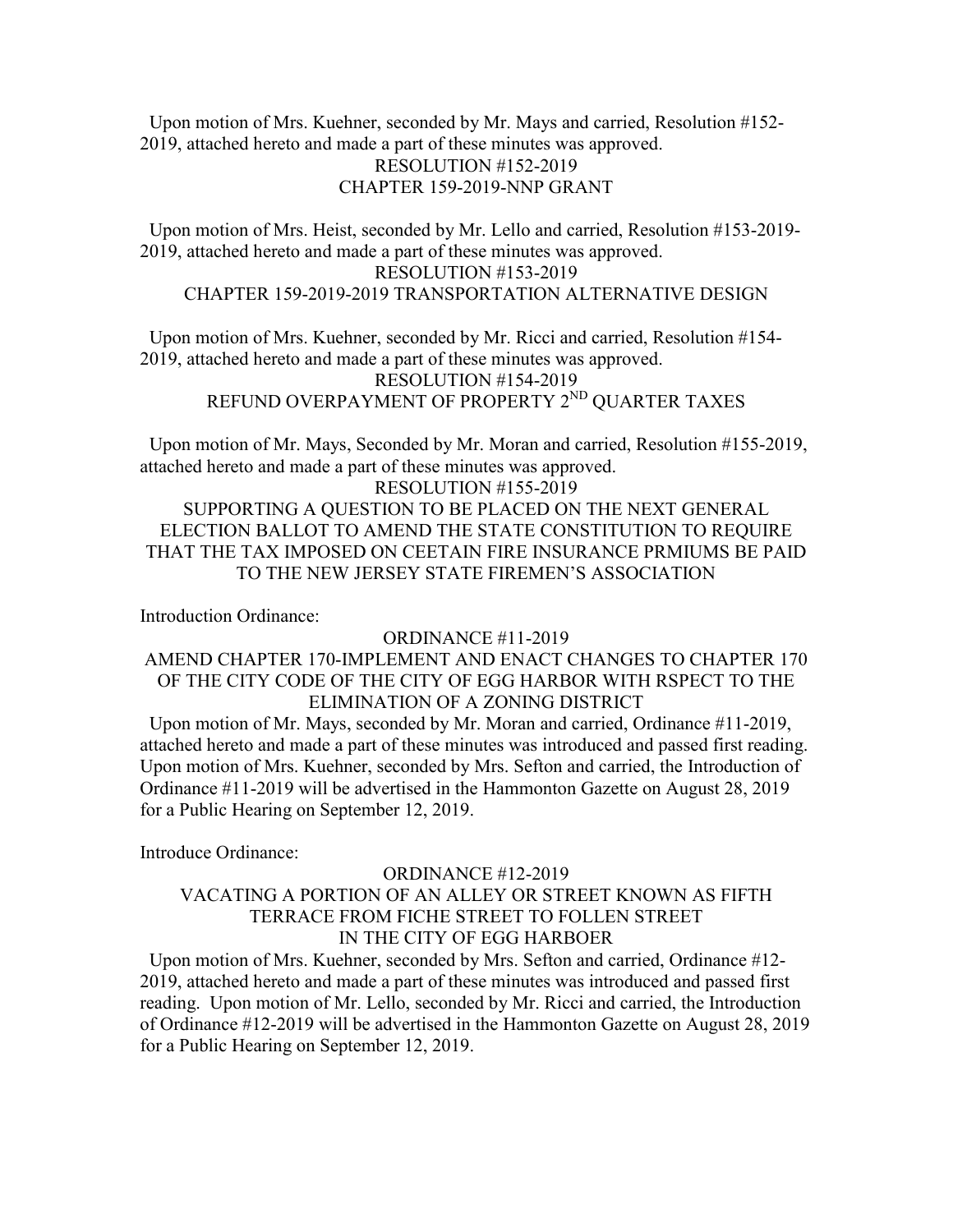Upon motion of Mrs. Kuehner, seconded by Mr. Mays and carried, Resolution #152-2019, attached hereto and made a part of these minutes was approved.

RESOLUTION #152-2019
CHAPTER 159-2019-NNP GRANT

Upon motion of Mrs. Heist, seconded by Mr. Lello and carried, Resolution #153-2019-2019, attached hereto and made a part of these minutes was approved.

RESOLUTION #153-2019
CHAPTER 159-2019-2019 TRANSPORTATION ALTERNATIVE DESIGN

Upon motion of Mrs. Kuehner, seconded by Mr. Ricci and carried, Resolution #154-2019, attached hereto and made a part of these minutes was approved.

RESOLUTION #154-2019
REFUND OVERPAYMENT OF PROPERTY 2ND QUARTER TAXES

Upon motion of Mr. Mays, Seconded by Mr. Moran and carried, Resolution #155-2019, attached hereto and made a part of these minutes was approved.

RESOLUTION #155-2019
SUPPORTING A QUESTION TO BE PLACED ON THE NEXT GENERAL ELECTION BALLOT TO AMEND THE STATE CONSTITUTION TO REQUIRE THAT THE TAX IMPOSED ON CEETAIN FIRE INSURANCE PRMIUMS BE PAID TO THE NEW JERSEY STATE FIREMEN'S ASSOCIATION

Introduction Ordinance:

ORDINANCE #11-2019
AMEND CHAPTER 170-IMPLEMENT AND ENACT CHANGES TO CHAPTER 170 OF THE CITY CODE OF THE CITY OF EGG HARBOR WITH RSPECT TO THE ELIMINATION OF A ZONING DISTRICT

Upon motion of Mr. Mays, seconded by Mr. Moran and carried, Ordinance #11-2019, attached hereto and made a part of these minutes was introduced and passed first reading. Upon motion of Mrs. Kuehner, seconded by Mrs. Sefton and carried, the Introduction of Ordinance #11-2019 will be advertised in the Hammonton Gazette on August 28, 2019 for a Public Hearing on September 12, 2019.

Introduce Ordinance:

ORDINANCE #12-2019
VACATING A PORTION OF AN ALLEY OR STREET KNOWN AS FIFTH TERRACE FROM FICHE STREET TO FOLLEN STREET IN THE CITY OF EGG HARBOER

Upon motion of Mrs. Kuehner, seconded by Mrs. Sefton and carried, Ordinance #12-2019, attached hereto and made a part of these minutes was introduced and passed first reading. Upon motion of Mr. Lello, seconded by Mr. Ricci and carried, the Introduction of Ordinance #12-2019 will be advertised in the Hammonton Gazette on August 28, 2019 for a Public Hearing on September 12, 2019.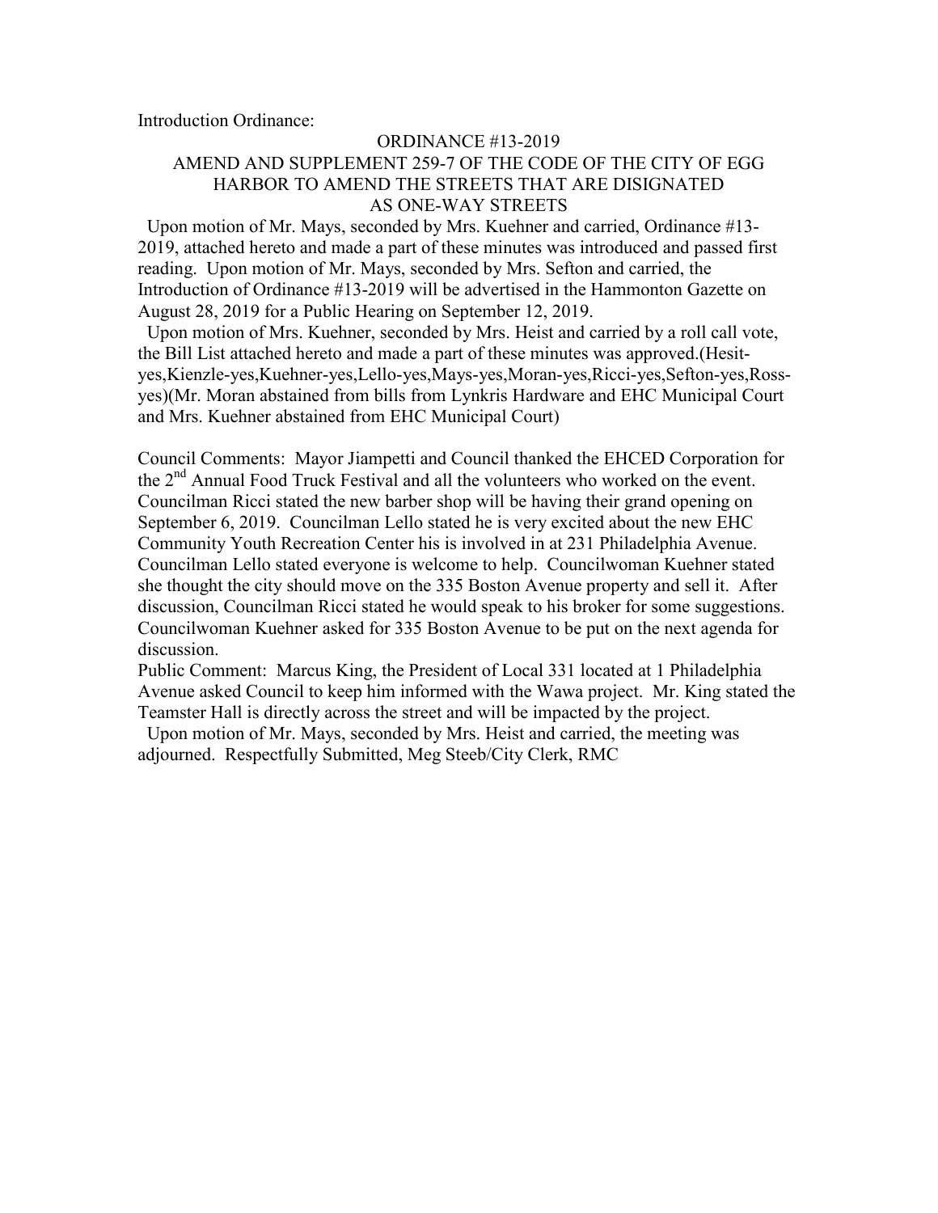Introduction Ordinance:

ORDINANCE #13-2019
AMEND AND SUPPLEMENT 259-7 OF THE CODE OF THE CITY OF EGG HARBOR TO AMEND THE STREETS THAT ARE DISIGNATED AS ONE-WAY STREETS

Upon motion of Mr. Mays, seconded by Mrs. Kuehner and carried, Ordinance #13-2019, attached hereto and made a part of these minutes was introduced and passed first reading. Upon motion of Mr. Mays, seconded by Mrs. Sefton and carried, the Introduction of Ordinance #13-2019 will be advertised in the Hammonton Gazette on August 28, 2019 for a Public Hearing on September 12, 2019.

Upon motion of Mrs. Kuehner, seconded by Mrs. Heist and carried by a roll call vote, the Bill List attached hereto and made a part of these minutes was approved.(Hesit-yes,Kienzle-yes,Kuehner-yes,Lello-yes,Mays-yes,Moran-yes,Ricci-yes,Sefton-yes,Ross-yes)(Mr. Moran abstained from bills from Lynkris Hardware and EHC Municipal Court and Mrs. Kuehner abstained from EHC Municipal Court)

Council Comments: Mayor Jiampetti and Council thanked the EHCED Corporation for the 2nd Annual Food Truck Festival and all the volunteers who worked on the event. Councilman Ricci stated the new barber shop will be having their grand opening on September 6, 2019. Councilman Lello stated he is very excited about the new EHC Community Youth Recreation Center his is involved in at 231 Philadelphia Avenue. Councilman Lello stated everyone is welcome to help. Councilwoman Kuehner stated she thought the city should move on the 335 Boston Avenue property and sell it. After discussion, Councilman Ricci stated he would speak to his broker for some suggestions. Councilwoman Kuehner asked for 335 Boston Avenue to be put on the next agenda for discussion.

Public Comment: Marcus King, the President of Local 331 located at 1 Philadelphia Avenue asked Council to keep him informed with the Wawa project. Mr. King stated the Teamster Hall is directly across the street and will be impacted by the project.

Upon motion of Mr. Mays, seconded by Mrs. Heist and carried, the meeting was adjourned. Respectfully Submitted, Meg Steeb/City Clerk, RMC